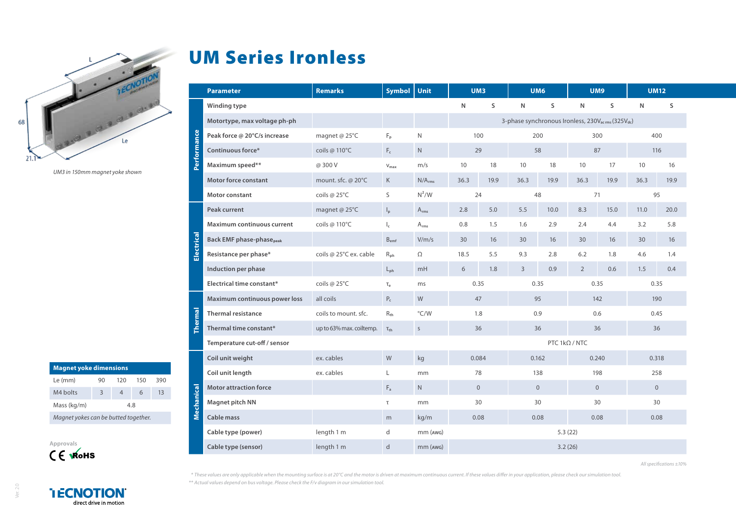# UM Series Ironless

UM3 in 150mm magnet yoke shown

| | Parameter | Remarks | Symbol | Unit | UM3 | | UM6 | | UM9 | | UM12 | |
|---|---|---|---|---|---|---|---|---|---|---|---|---|
| Performance | Winding type | | | | N | S | N | S | N | S | N | S |
| | Motortype, max voltage ph-ph | | | | 3-phase synchronous Ironless, 230$V_{ac\,rms}$ (325$V_{dc}$) | | | | | | | |
| | Peak force @ 20°C/s increase | magnet @ 25°C | $F_p$ | N | 100 | | 200 | | 300 | | 400 | |
| | Continuous force* | coils @ 110°C | $F_c$ | N | 29 | | 58 | | 87 | | 116 | |
| | Maximum speed** | @ 300 V | $v_{max}$ | m/s | 10 | 18 | 10 | 18 | 10 | 17 | 10 | 16 |
| | Motor force constant | mount. sfc. @ 20°C | K | N/$A_{rms}$ | 36.3 | 19.9 | 36.3 | 19.9 | 36.3 | 19.9 | 36.3 | 19.9 |
| | Motor constant | coils @ 25°C | S | $N^2$/W | 24 | | 48 | | 71 | | 95 | |
| Electrical | Peak current | magnet @ 25°C | $I_p$ | $A_{rms}$ | 2.8 | 5.0 | 5.5 | 10.0 | 8.3 | 15.0 | 11.0 | 20.0 |
| | Maximum continuous current | coils @ 110°C | $I_c$ | $A_{rms}$ | 0.8 | 1.5 | 1.6 | 2.9 | 2.4 | 4.4 | 3.2 | 5.8 |
| | Back EMF phase-phase$_{peak}$ | | $B_{emf}$ | V/m/s | 30 | 16 | 30 | 16 | 30 | 16 | 30 | 16 |
| | Resistance per phase* | coils @ 25°C ex. cable | $R_{ph}$ | Ω | 18.5 | 5.5 | 9.3 | 2.8 | 6.2 | 1.8 | 4.6 | 1.4 |
| | Induction per phase | | $L_{ph}$ | mH | 6 | 1.8 | 3 | 0.9 | 2 | 0.6 | 1.5 | 0.4 |
| | Electrical time constant* | coils @ 25°C | $\tau_e$ | ms | 0.35 | | 0.35 | | 0.35 | | 0.35 | |
| Thermal | Maximum continuous power loss | all coils | $P_c$ | W | 47 | | 95 | | 142 | | 190 | |
| | Thermal resistance | coils to mount. sfc. | $R_{th}$ | °C/W | 1.8 | | 0.9 | | 0.6 | | 0.45 | |
| | Thermal time constant* | up to 63% max. coiltemp. | $\tau_{th}$ | s | 36 | | 36 | | 36 | | 36 | |
| | Temperature cut-off / sensor | | | | PTC 1kΩ / NTC | | | | | | | |
| Mechanical | Coil unit weight | ex. cables | W | kg | 0.084 | | 0.162 | | 0.240 | | 0.318 | |
| | Coil unit length | ex. cables | L | mm | 78 | | 138 | | 198 | | 258 | |
| | Motor attraction force | | $F_a$ | N | 0 | | 0 | | 0 | | 0 | |
| | Magnet pitch NN | | τ | mm | 30 | | 30 | | 30 | | 30 | |
| | Cable mass | | m | kg/m | 0.08 | | 0.08 | | 0.08 | | 0.08 | |
| | Cable type (power) | length 1 m | d | mm (AWG) | 5.3 (22) | | | | | | | |
| | Cable type (sensor) | length 1 m | d | mm (AWG) | 3.2 (26) | | | | | | | |

*All specifications ±10%*

| Magnet yoke dimensions | | | | |
|---|---|---|---|---|
| Le (mm) | 90 | 120 | 150 | 390 |
| M4 bolts | 3 | 4 | 6 | 13 |
| Mass (kg/m) | 4.8 | | | |
| *Magnet yokes can be butted together.* | | | | |

Approvals

CE RoHS

*\* These values are only applicable when the mounting surface is at 20°C and the motor is driven at maximum continuous current. If these values differ in your application, please check our simulation tool.*

*\*\* Actual values depend on bus voltage. Please check the F/v diagram in our simulation tool.*

TECNOTION direct drive in motion

Ver. 2.0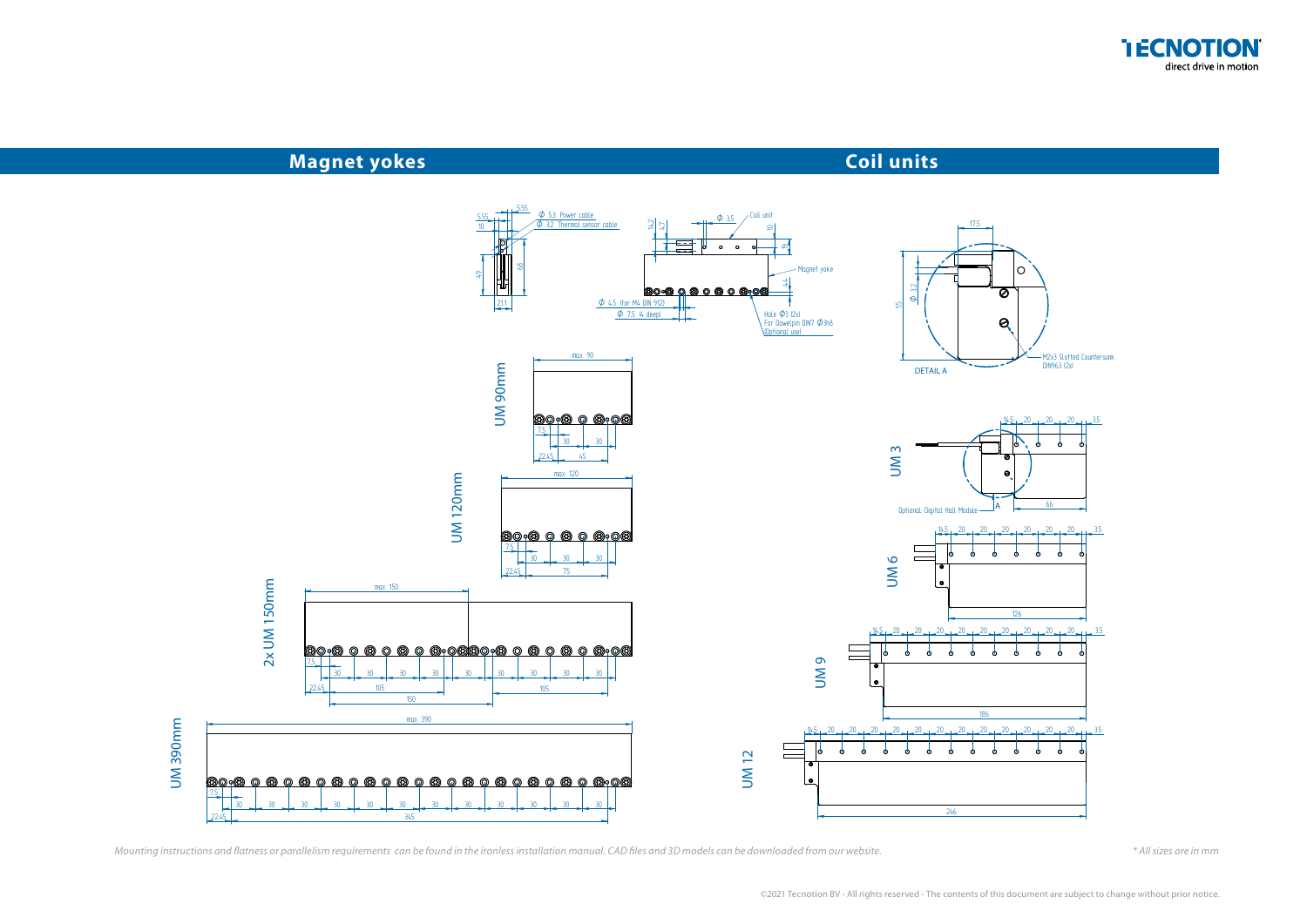## Magnet yokes

## Coil units

5.55
10
5.55
$\phi$ 5.3 Power cable
$\phi$ 3.2 Thermal sensor cable
49
68
21.1

14.2
4.7
$\phi$ 3.5
Coil unit
10
10
Magnet yoke
4.4
$\phi$ 4.5 (for M4 DIN 912)
$\phi$ 7.5 (4 deep)
Hole $\phi$3 (2x)
For Dowelpin DIN7 $\phi$3h8
(Optional use)

17.5
$\phi$ 3.2
55
M2x3 Slotted Countersunk DIN963 (2x)
DETAIL A

UM 90mm
max 90
7.5
30
30
22.45
45

UM 120mm
max 120
7.5
30
30
30
22.45
75

2x UM 150mm
max 150
7.5
30 30 30 30 30 30 30 30 30
22.45
105
150
105

UM 390mm
max 390
7.5
30 30 30 30 30 30 30 30 30 30 30 30
22.45
345

UM 3
14.5 20 20 20 3.5
Optional Digital Hall Module
A
66

UM 6
14.5 20 20 20 20 20 20 3.5
126

UM 9
14.5 20 20 20 20 20 20 20 20 20 3.5
186

UM 12
14.5 20 20 20 20 20 20 20 20 20 20 20 20 3.5
246

*Mounting instructions and flatness or parallelism requirements can be found in the ironless installation manual. CAD files and 3D models can be downloaded from our website.*

*\* All sizes are in mm*

©2021 Tecnotion BV - All rights reserved - The contents of this document are subject to change without prior notice.